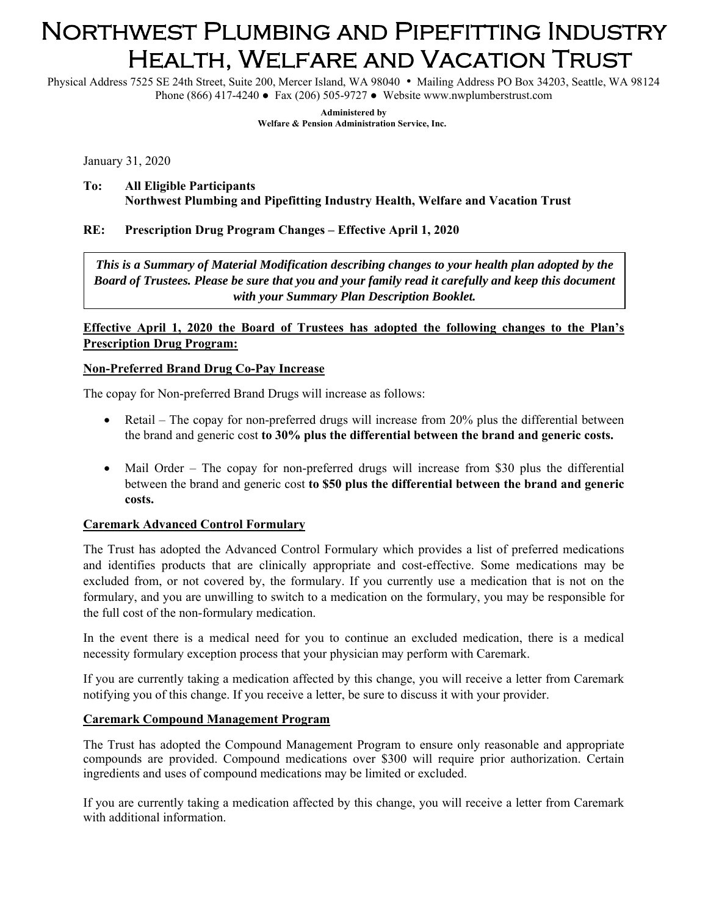# Northwest Plumbing and Pipefitting Industry Health, Welfare and Vacation Trust

Physical Address 7525 SE 24th Street, Suite 200, Mercer Island, WA 98040 • Mailing Address PO Box 34203, Seattle, WA 98124
Phone (866) 417-4240 ● Fax (206) 505-9727 ● Website www.nwplumberstrust.com

**Administered by**
**Welfare & Pension Administration Service, Inc.**

January 31, 2020

**To: All Eligible Participants**
**Northwest Plumbing and Pipefitting Industry Health, Welfare and Vacation Trust**

**RE: Prescription Drug Program Changes – Effective April 1, 2020**

***This is a Summary of Material Modification describing changes to your health plan adopted by the Board of Trustees. Please be sure that you and your family read it carefully and keep this document with your Summary Plan Description Booklet.***

**Effective April 1, 2020 the Board of Trustees has adopted the following changes to the Plan's Prescription Drug Program:**

**Non-Preferred Brand Drug Co-Pay Increase**

The copay for Non-preferred Brand Drugs will increase as follows:

- Retail – The copay for non-preferred drugs will increase from 20% plus the differential between the brand and generic cost **to 30% plus the differential between the brand and generic costs.**
- Mail Order – The copay for non-preferred drugs will increase from $30 plus the differential between the brand and generic cost **to $50 plus the differential between the brand and generic costs.**

**Caremark Advanced Control Formulary**

The Trust has adopted the Advanced Control Formulary which provides a list of preferred medications and identifies products that are clinically appropriate and cost-effective. Some medications may be excluded from, or not covered by, the formulary. If you currently use a medication that is not on the formulary, and you are unwilling to switch to a medication on the formulary, you may be responsible for the full cost of the non-formulary medication.

In the event there is a medical need for you to continue an excluded medication, there is a medical necessity formulary exception process that your physician may perform with Caremark.

If you are currently taking a medication affected by this change, you will receive a letter from Caremark notifying you of this change. If you receive a letter, be sure to discuss it with your provider.

**Caremark Compound Management Program**

The Trust has adopted the Compound Management Program to ensure only reasonable and appropriate compounds are provided. Compound medications over $300 will require prior authorization. Certain ingredients and uses of compound medications may be limited or excluded.

If you are currently taking a medication affected by this change, you will receive a letter from Caremark with additional information.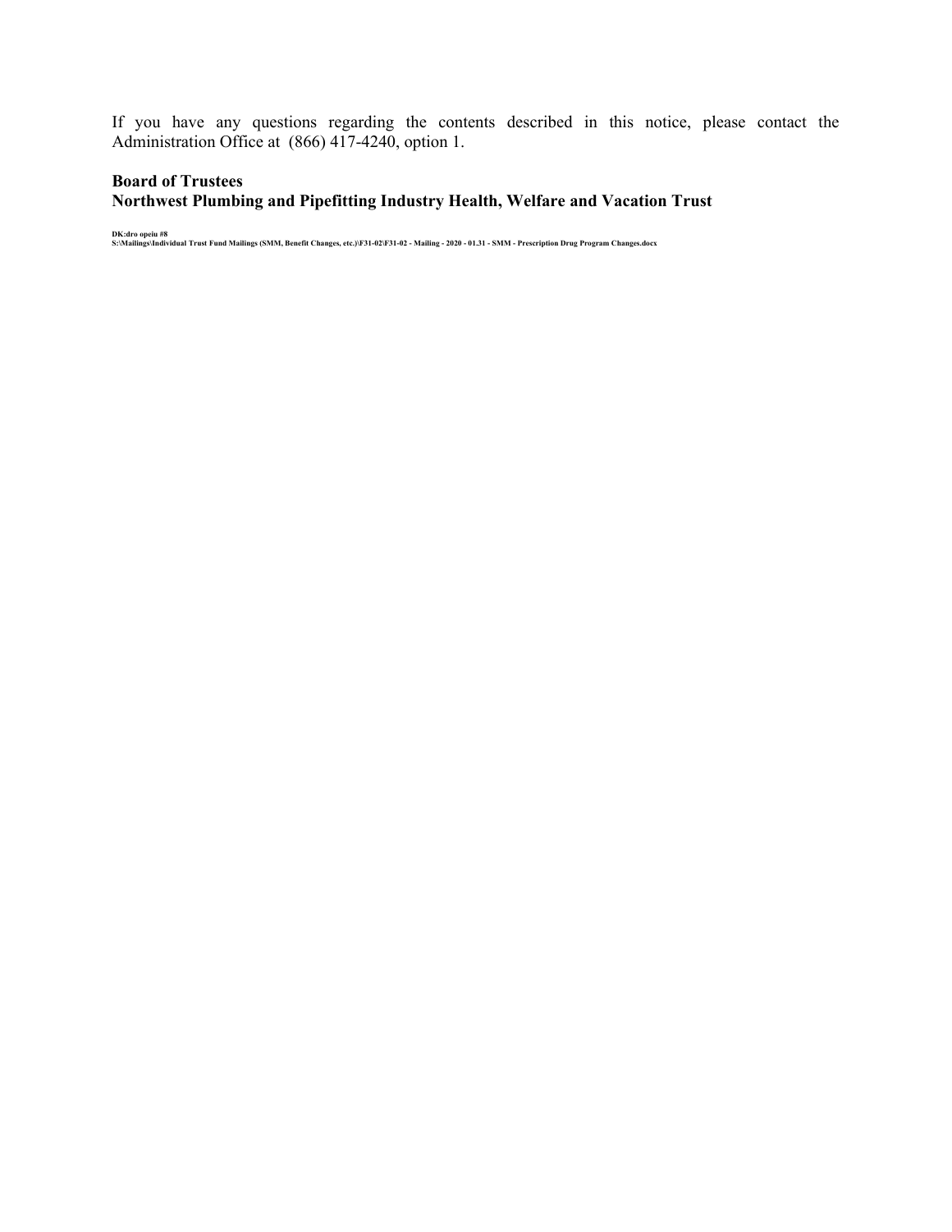If you have any questions regarding the contents described in this notice, please contact the Administration Office at (866) 417-4240, option 1.

**Board of Trustees**
**Northwest Plumbing and Pipefitting Industry Health, Welfare and Vacation Trust**

DK:dro opeiu #8
S:\Mailings\Individual Trust Fund Mailings (SMM, Benefit Changes, etc.)\F31-02\F31-02 - Mailing - 2020 - 01.31 - SMM - Prescription Drug Program Changes.docx